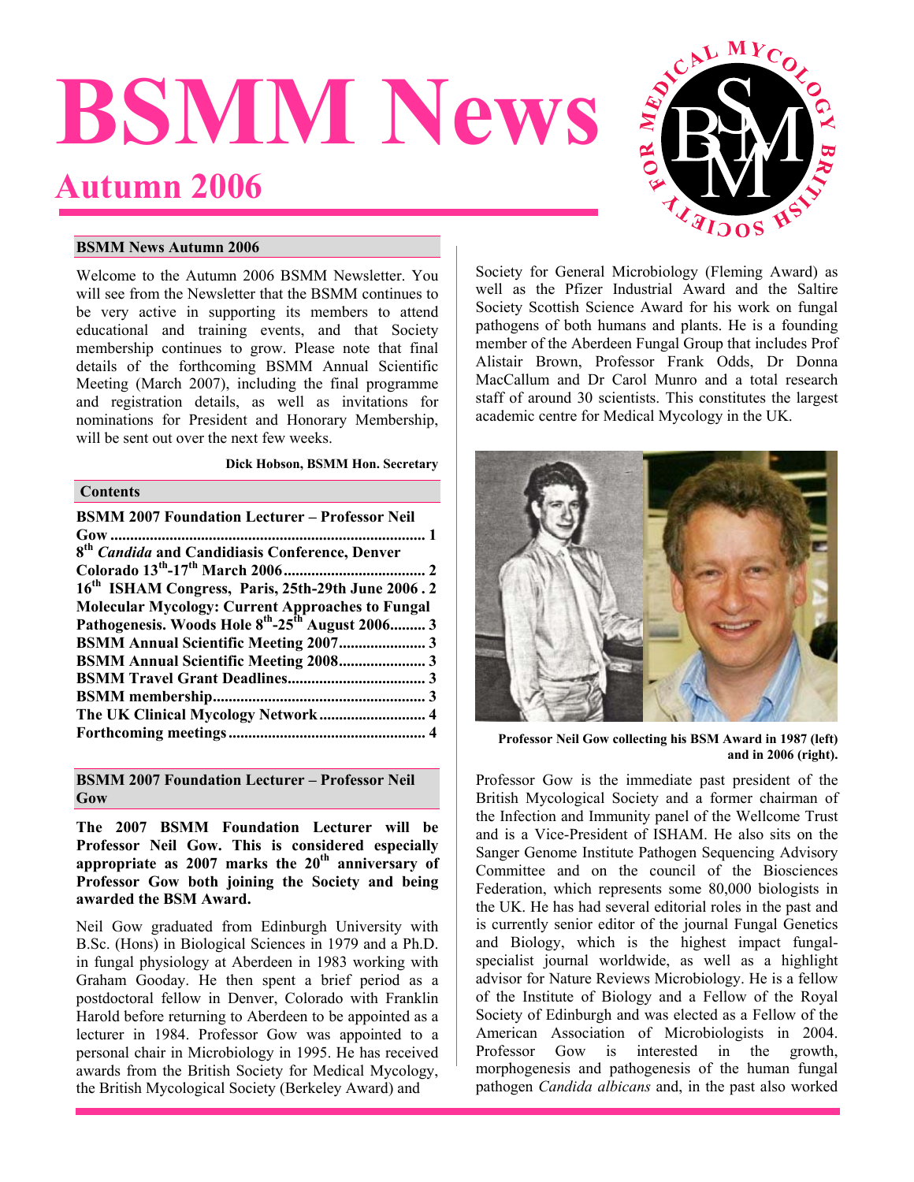# BSMM News

## Autumn 2006

### BSMM News Autumn 2006

Welcome to the Autumn 2006 BSMM Newsletter. You will see from the Newsletter that the BSMM continues to be very active in supporting its members to attend educational and training events, and that Society membership continues to grow. Please note that final details of the forthcoming BSMM Annual Scientific Meeting (March 2007), including the final programme and registration details, as well as invitations for nominations for President and Honorary Membership, will be sent out over the next few weeks.

**Dick Hobson, BSMM Hon. Secretary**

### Contents

**BSMM 2007 Foundation Lecturer – Professor Neil Gow ................................................................ 1**
**8th *Candida* and Candidiasis Conference, Denver Colorado 13th-17th March 2006 ..................................... 2**
**16th ISHAM Congress, Paris, 25th-29th June 2006 . 2**
**Molecular Mycology: Current Approaches to Fungal Pathogenesis. Woods Hole 8th-25th August 2006......... 3**
**BSMM Annual Scientific Meeting 2007...................... 3**
**BSMM Annual Scientific Meeting 2008...................... 3**
**BSMM Travel Grant Deadlines................................... 3**
**BSMM membership..................................................... 3**
**The UK Clinical Mycology Network........................... 4**
**Forthcoming meetings.................................................. 4**

### BSMM 2007 Foundation Lecturer – Professor Neil Gow

**The 2007 BSMM Foundation Lecturer will be Professor Neil Gow. This is considered especially appropriate as 2007 marks the 20th anniversary of Professor Gow both joining the Society and being awarded the BSM Award.**

Neil Gow graduated from Edinburgh University with B.Sc. (Hons) in Biological Sciences in 1979 and a Ph.D. in fungal physiology at Aberdeen in 1983 working with Graham Gooday. He then spent a brief period as a postdoctoral fellow in Denver, Colorado with Franklin Harold before returning to Aberdeen to be appointed as a lecturer in 1984. Professor Gow was appointed to a personal chair in Microbiology in 1995. He has received awards from the British Society for Medical Mycology, the British Mycological Society (Berkeley Award) and Society for General Microbiology (Fleming Award) as well as the Pfizer Industrial Award and the Saltire Society Scottish Science Award for his work on fungal pathogens of both humans and plants. He is a founding member of the Aberdeen Fungal Group that includes Prof Alistair Brown, Professor Frank Odds, Dr Donna MacCallum and Dr Carol Munro and a total research staff of around 30 scientists. This constitutes the largest academic centre for Medical Mycology in the UK.

**Professor Neil Gow collecting his BSM Award in 1987 (left) and in 2006 (right).**

Professor Gow is the immediate past president of the British Mycological Society and a former chairman of the Infection and Immunity panel of the Wellcome Trust and is a Vice-President of ISHAM. He also sits on the Sanger Genome Institute Pathogen Sequencing Advisory Committee and on the council of the Biosciences Federation, which represents some 80,000 biologists in the UK. He has had several editorial roles in the past and is currently senior editor of the journal Fungal Genetics and Biology, which is the highest impact fungal-specialist journal worldwide, as well as a highlight advisor for Nature Reviews Microbiology. He is a fellow of the Institute of Biology and a Fellow of the Royal Society of Edinburgh and was elected as a Fellow of the American Association of Microbiologists in 2004. Professor Gow is interested in the growth, morphogenesis and pathogenesis of the human fungal pathogen *Candida albicans* and, in the past also worked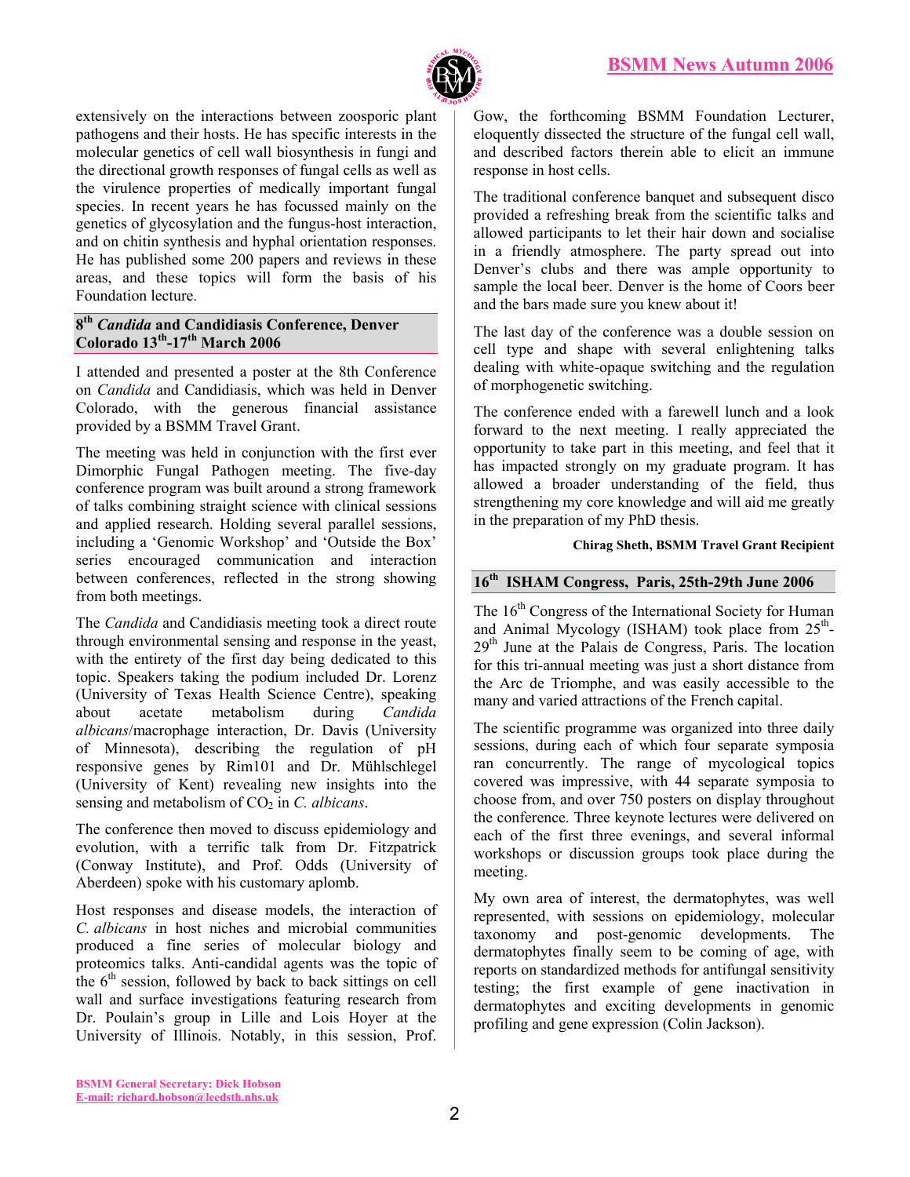extensively on the interactions between zoosporic plant pathogens and their hosts. He has specific interests in the molecular genetics of cell wall biosynthesis in fungi and the directional growth responses of fungal cells as well as the virulence properties of medically important fungal species. In recent years he has focussed mainly on the genetics of glycosylation and the fungus-host interaction, and on chitin synthesis and hyphal orientation responses. He has published some 200 papers and reviews in these areas, and these topics will form the basis of his Foundation lecture.

## 8th *Candida* and Candidiasis Conference, Denver Colorado 13th-17th March 2006

I attended and presented a poster at the 8th Conference on *Candida* and Candidiasis, which was held in Denver Colorado, with the generous financial assistance provided by a BSMM Travel Grant.

The meeting was held in conjunction with the first ever Dimorphic Fungal Pathogen meeting. The five-day conference program was built around a strong framework of talks combining straight science with clinical sessions and applied research. Holding several parallel sessions, including a 'Genomic Workshop' and 'Outside the Box' series encouraged communication and interaction between conferences, reflected in the strong showing from both meetings.

The *Candida* and Candidiasis meeting took a direct route through environmental sensing and response in the yeast, with the entirety of the first day being dedicated to this topic. Speakers taking the podium included Dr. Lorenz (University of Texas Health Science Centre), speaking about acetate metabolism during *Candida albicans*/macrophage interaction, Dr. Davis (University of Minnesota), describing the regulation of pH responsive genes by Rim101 and Dr. Mühlschlegel (University of Kent) revealing new insights into the sensing and metabolism of $CO_2$ in *C. albicans*.

The conference then moved to discuss epidemiology and evolution, with a terrific talk from Dr. Fitzpatrick (Conway Institute), and Prof. Odds (University of Aberdeen) spoke with his customary aplomb.

Host responses and disease models, the interaction of *C. albicans* in host niches and microbial communities produced a fine series of molecular biology and proteomics talks. Anti-candidal agents was the topic of the 6th session, followed by back to back sittings on cell wall and surface investigations featuring research from Dr. Poulain's group in Lille and Lois Hoyer at the University of Illinois. Notably, in this session, Prof. Gow, the forthcoming BSMM Foundation Lecturer, eloquently dissected the structure of the fungal cell wall, and described factors therein able to elicit an immune response in host cells.

The traditional conference banquet and subsequent disco provided a refreshing break from the scientific talks and allowed participants to let their hair down and socialise in a friendly atmosphere. The party spread out into Denver's clubs and there was ample opportunity to sample the local beer. Denver is the home of Coors beer and the bars made sure you knew about it!

The last day of the conference was a double session on cell type and shape with several enlightening talks dealing with white-opaque switching and the regulation of morphogenetic switching.

The conference ended with a farewell lunch and a look forward to the next meeting. I really appreciated the opportunity to take part in this meeting, and feel that it has impacted strongly on my graduate program. It has allowed a broader understanding of the field, thus strengthening my core knowledge and will aid me greatly in the preparation of my PhD thesis.

**Chirag Sheth, BSMM Travel Grant Recipient**

## 16th ISHAM Congress, Paris, 25th-29th June 2006

The 16th Congress of the International Society for Human and Animal Mycology (ISHAM) took place from 25th-29th June at the Palais de Congress, Paris. The location for this tri-annual meeting was just a short distance from the Arc de Triomphe, and was easily accessible to the many and varied attractions of the French capital.

The scientific programme was organized into three daily sessions, during each of which four separate symposia ran concurrently. The range of mycological topics covered was impressive, with 44 separate symposia to choose from, and over 750 posters on display throughout the conference. Three keynote lectures were delivered on each of the first three evenings, and several informal workshops or discussion groups took place during the meeting.

My own area of interest, the dermatophytes, was well represented, with sessions on epidemiology, molecular taxonomy and post-genomic developments. The dermatophytes finally seem to be coming of age, with reports on standardized methods for antifungal sensitivity testing; the first example of gene inactivation in dermatophytes and exciting developments in genomic profiling and gene expression (Colin Jackson).

**BSMM General Secretary: Dick Hobson**
**E-mail: richard.hobson@leedsth.nhs.uk**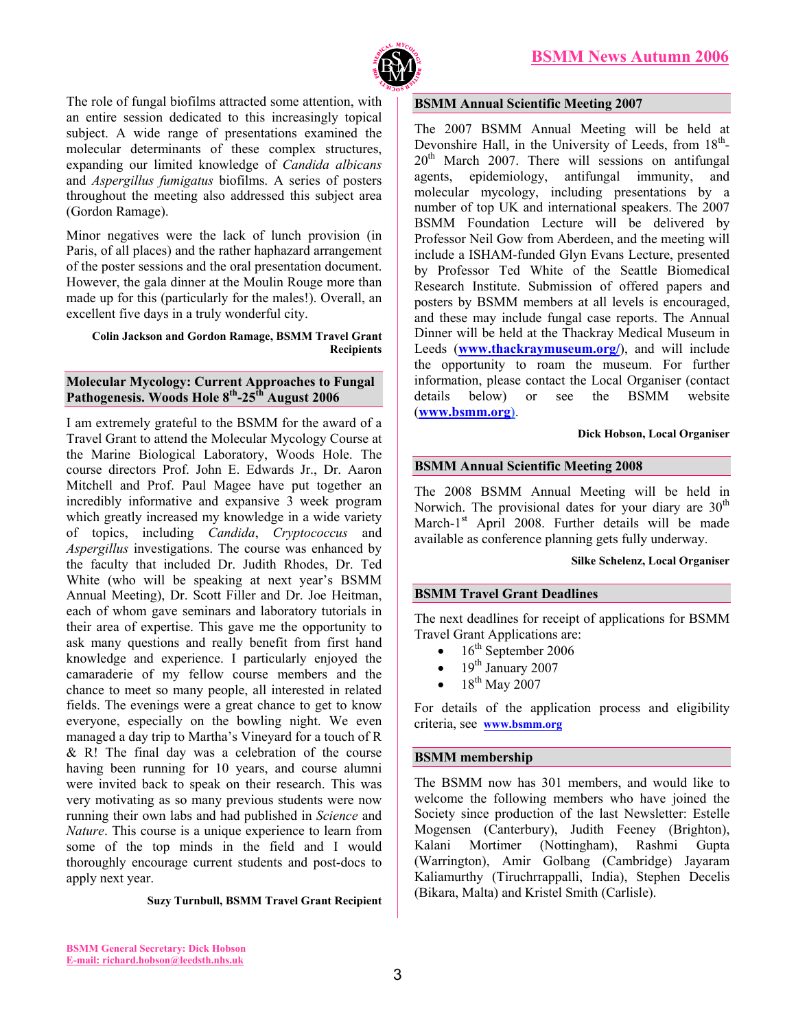The role of fungal biofilms attracted some attention, with an entire session dedicated to this increasingly topical subject. A wide range of presentations examined the molecular determinants of these complex structures, expanding our limited knowledge of *Candida albicans* and *Aspergillus fumigatus* biofilms. A series of posters throughout the meeting also addressed this subject area (Gordon Ramage).

Minor negatives were the lack of lunch provision (in Paris, of all places) and the rather haphazard arrangement of the poster sessions and the oral presentation document. However, the gala dinner at the Moulin Rouge more than made up for this (particularly for the males!). Overall, an excellent five days in a truly wonderful city.

**Colin Jackson and Gordon Ramage, BSMM Travel Grant Recipients**

## Molecular Mycology: Current Approaches to Fungal Pathogenesis. Woods Hole 8th-25th August 2006

I am extremely grateful to the BSMM for the award of a Travel Grant to attend the Molecular Mycology Course at the Marine Biological Laboratory, Woods Hole. The course directors Prof. John E. Edwards Jr., Dr. Aaron Mitchell and Prof. Paul Magee have put together an incredibly informative and expansive 3 week program which greatly increased my knowledge in a wide variety of topics, including *Candida*, *Cryptococcus* and *Aspergillus* investigations. The course was enhanced by the faculty that included Dr. Judith Rhodes, Dr. Ted White (who will be speaking at next year's BSMM Annual Meeting), Dr. Scott Filler and Dr. Joe Heitman, each of whom gave seminars and laboratory tutorials in their area of expertise. This gave me the opportunity to ask many questions and really benefit from first hand knowledge and experience. I particularly enjoyed the camaraderie of my fellow course members and the chance to meet so many people, all interested in related fields. The evenings were a great chance to get to know everyone, especially on the bowling night. We even managed a day trip to Martha's Vineyard for a touch of R & R! The final day was a celebration of the course having been running for 10 years, and course alumni were invited back to speak on their research. This was very motivating as so many previous students were now running their own labs and had published in *Science* and *Nature*. This course is a unique experience to learn from some of the top minds in the field and I would thoroughly encourage current students and post-docs to apply next year.

**Suzy Turnbull, BSMM Travel Grant Recipient**

## BSMM Annual Scientific Meeting 2007

The 2007 BSMM Annual Meeting will be held at Devonshire Hall, in the University of Leeds, from 18th-20th March 2007. There will sessions on antifungal agents, epidemiology, antifungal immunity, and molecular mycology, including presentations by a number of top UK and international speakers. The 2007 BSMM Foundation Lecture will be delivered by Professor Neil Gow from Aberdeen, and the meeting will include a ISHAM-funded Glyn Evans Lecture, presented by Professor Ted White of the Seattle Biomedical Research Institute. Submission of offered papers and posters by BSMM members at all levels is encouraged, and these may include fungal case reports. The Annual Dinner will be held at the Thackray Medical Museum in Leeds (**www.thackraymuseum.org/**), and will include the opportunity to roam the museum. For further information, please contact the Local Organiser (contact details below) or see the BSMM website (**www.bsmm.org**).

**Dick Hobson, Local Organiser**

## BSMM Annual Scientific Meeting 2008

The 2008 BSMM Annual Meeting will be held in Norwich. The provisional dates for your diary are 30th March-1st April 2008. Further details will be made available as conference planning gets fully underway.

**Silke Schelenz, Local Organiser**

## BSMM Travel Grant Deadlines

The next deadlines for receipt of applications for BSMM Travel Grant Applications are:

- 16th September 2006
- 19th January 2007
- 18th May 2007

For details of the application process and eligibility criteria, see **www.bsmm.org**

## BSMM membership

The BSMM now has 301 members, and would like to welcome the following members who have joined the Society since production of the last Newsletter: Estelle Mogensen (Canterbury), Judith Feeney (Brighton), Kalani Mortimer (Nottingham), Rashmi Gupta (Warrington), Amir Golbang (Cambridge) Jayaram Kaliamurthy (Tiruchrrappalli, India), Stephen Decelis (Bikara, Malta) and Kristel Smith (Carlisle).

**BSMM General Secretary: Dick Hobson**
**E-mail: richard.hobson@leedsth.nhs.uk**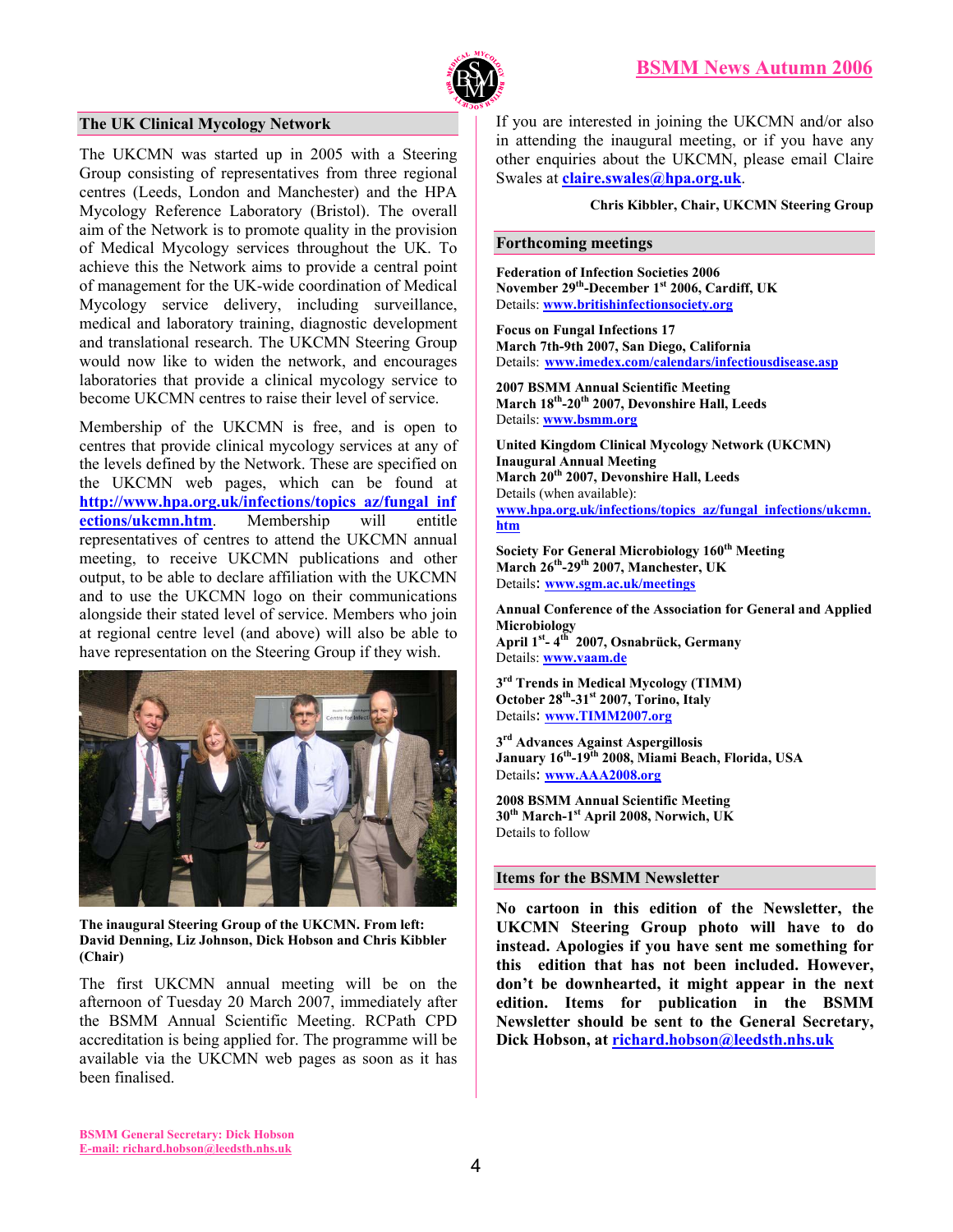## The UK Clinical Mycology Network

The UKCMN was started up in 2005 with a Steering Group consisting of representatives from three regional centres (Leeds, London and Manchester) and the HPA Mycology Reference Laboratory (Bristol). The overall aim of the Network is to promote quality in the provision of Medical Mycology services throughout the UK. To achieve this the Network aims to provide a central point of management for the UK-wide coordination of Medical Mycology service delivery, including surveillance, medical and laboratory training, diagnostic development and translational research. The UKCMN Steering Group would now like to widen the network, and encourages laboratories that provide a clinical mycology service to become UKCMN centres to raise their level of service.

Membership of the UKCMN is free, and is open to centres that provide clinical mycology services at any of the levels defined by the Network. These are specified on the UKCMN web pages, which can be found at **http://www.hpa.org.uk/infections/topics_az/fungal_infections/ukcmn.htm**. Membership will entitle representatives of centres to attend the UKCMN annual meeting, to receive UKCMN publications and other output, to be able to declare affiliation with the UKCMN and to use the UKCMN logo on their communications alongside their stated level of service. Members who join at regional centre level (and above) will also be able to have representation on the Steering Group if they wish.

**The inaugural Steering Group of the UKCMN. From left: David Denning, Liz Johnson, Dick Hobson and Chris Kibbler (Chair)**

The first UKCMN annual meeting will be on the afternoon of Tuesday 20 March 2007, immediately after the BSMM Annual Scientific Meeting. RCPath CPD accreditation is being applied for. The programme will be available via the UKCMN web pages as soon as it has been finalised.

If you are interested in joining the UKCMN and/or also in attending the inaugural meeting, or if you have any other enquiries about the UKCMN, please email Claire Swales at **claire.swales@hpa.org.uk**.

**Chris Kibbler, Chair, UKCMN Steering Group**

## Forthcoming meetings

**Federation of Infection Societies 2006**
**November 29th-December 1st 2006, Cardiff, UK**
Details: **www.britishinfectionsociety.org**

**Focus on Fungal Infections 17**
**March 7th-9th 2007, San Diego, California**
Details: **www.imedex.com/calendars/infectiousdisease.asp**

**2007 BSMM Annual Scientific Meeting**
**March 18th-20th 2007, Devonshire Hall, Leeds**
Details: **www.bsmm.org**

**United Kingdom Clinical Mycology Network (UKCMN)**
**Inaugural Annual Meeting**
**March 20th 2007, Devonshire Hall, Leeds**
Details (when available):
**www.hpa.org.uk/infections/topics_az/fungal_infections/ukcmn.htm**

**Society For General Microbiology 160th Meeting**
**March 26th-29th 2007, Manchester, UK**
Details: **www.sgm.ac.uk/meetings**

**Annual Conference of the Association for General and Applied Microbiology**
**April 1st- 4th 2007, Osnabrück, Germany**
Details: **www.vaam.de**

**3rd Trends in Medical Mycology (TIMM)**
**October 28th-31st 2007, Torino, Italy**
Details: **www.TIMM2007.org**

**3rd Advances Against Aspergillosis**
**January 16th-19th 2008, Miami Beach, Florida, USA**
Details: **www.AAA2008.org**

**2008 BSMM Annual Scientific Meeting**
**30th March-1st April 2008, Norwich, UK**
Details to follow

## Items for the BSMM Newsletter

**No cartoon in this edition of the Newsletter, the UKCMN Steering Group photo will have to do instead. Apologies if you have sent me something for this edition that has not been included. However, don't be downhearted, it might appear in the next edition. Items for publication in the BSMM Newsletter should be sent to the General Secretary, Dick Hobson, at richard.hobson@leedsth.nhs.uk**

**BSMM General Secretary: Dick Hobson**
**E-mail: richard.hobson@leedsth.nhs.uk**